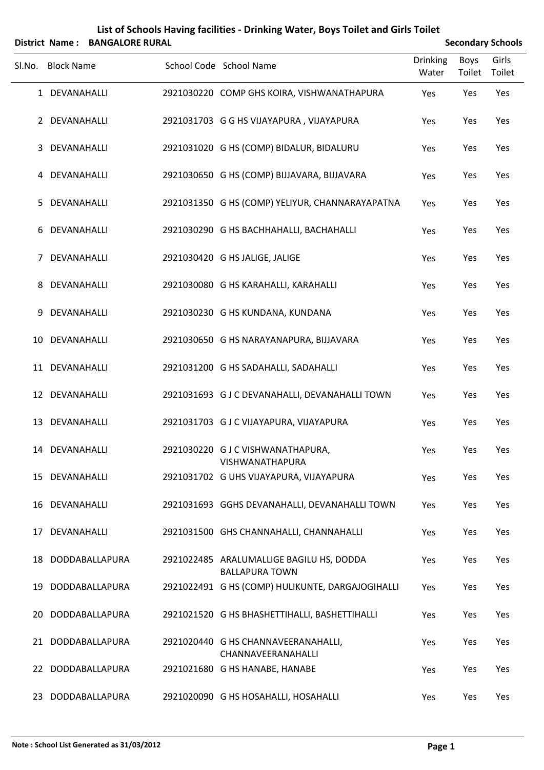# List of Schools Having facilities - Drinking Water, Boys Toilet and Girls Toilet

**District Name : BANGALORE RURAL** **Secondary Schools**

| Sl.No. | Block Name | School Code | School Name | Drinking Water | Boys Toilet | Girls Toilet |
|---|---|---|---|---|---|---|
| 1 | DEVANAHALLI | 2921030220 | COMP GHS KOIRA, VISHWANATHAPURA | Yes | Yes | Yes |
| 2 | DEVANAHALLI | 2921031703 | G G HS VIJAYAPURA , VIJAYAPURA | Yes | Yes | Yes |
| 3 | DEVANAHALLI | 2921031020 | G HS (COMP) BIDALUR, BIDALURU | Yes | Yes | Yes |
| 4 | DEVANAHALLI | 2921030650 | G HS (COMP) BIJJAVARA, BIJJAVARA | Yes | Yes | Yes |
| 5 | DEVANAHALLI | 2921031350 | G HS (COMP) YELIYUR, CHANNARAYAPATNA | Yes | Yes | Yes |
| 6 | DEVANAHALLI | 2921030290 | G HS BACHHAHALLI, BACHAHALLI | Yes | Yes | Yes |
| 7 | DEVANAHALLI | 2921030420 | G HS JALIGE, JALIGE | Yes | Yes | Yes |
| 8 | DEVANAHALLI | 2921030080 | G HS KARAHALLI, KARAHALLI | Yes | Yes | Yes |
| 9 | DEVANAHALLI | 2921030230 | G HS KUNDANA, KUNDANA | Yes | Yes | Yes |
| 10 | DEVANAHALLI | 2921030650 | G HS NARAYANAPURA, BIJJAVARA | Yes | Yes | Yes |
| 11 | DEVANAHALLI | 2921031200 | G HS SADAHALLI, SADAHALLI | Yes | Yes | Yes |
| 12 | DEVANAHALLI | 2921031693 | G J C DEVANAHALLI, DEVANAHALLI TOWN | Yes | Yes | Yes |
| 13 | DEVANAHALLI | 2921031703 | G J C VIJAYAPURA, VIJAYAPURA | Yes | Yes | Yes |
| 14 | DEVANAHALLI | 2921030220 | G J C VISHWANATHAPURA, VISHWANATHAPURA | Yes | Yes | Yes |
| 15 | DEVANAHALLI | 2921031702 | G UHS VIJAYAPURA, VIJAYAPURA | Yes | Yes | Yes |
| 16 | DEVANAHALLI | 2921031693 | GGHS DEVANAHALLI, DEVANAHALLI TOWN | Yes | Yes | Yes |
| 17 | DEVANAHALLI | 2921031500 | GHS CHANNAHALLI, CHANNAHALLI | Yes | Yes | Yes |
| 18 | DODDABALLAPURA | 2921022485 | ARALUMALLIGE BAGILU HS, DODDA BALLAPURA TOWN | Yes | Yes | Yes |
| 19 | DODDABALLAPURA | 2921022491 | G HS (COMP) HULIKUNTE, DARGAJOGIHALLI | Yes | Yes | Yes |
| 20 | DODDABALLAPURA | 2921021520 | G HS BHASHETTIHALLI, BASHETTIHALLI | Yes | Yes | Yes |
| 21 | DODDABALLAPURA | 2921020440 | G HS CHANNAVEERANAHALLI, CHANNAVEERANAHALLI | Yes | Yes | Yes |
| 22 | DODDABALLAPURA | 2921021680 | G HS HANABE, HANABE | Yes | Yes | Yes |
| 23 | DODDABALLAPURA | 2921020090 | G HS HOSAHALLI, HOSAHALLI | Yes | Yes | Yes |

**Note : School List Generated as 31/03/2012**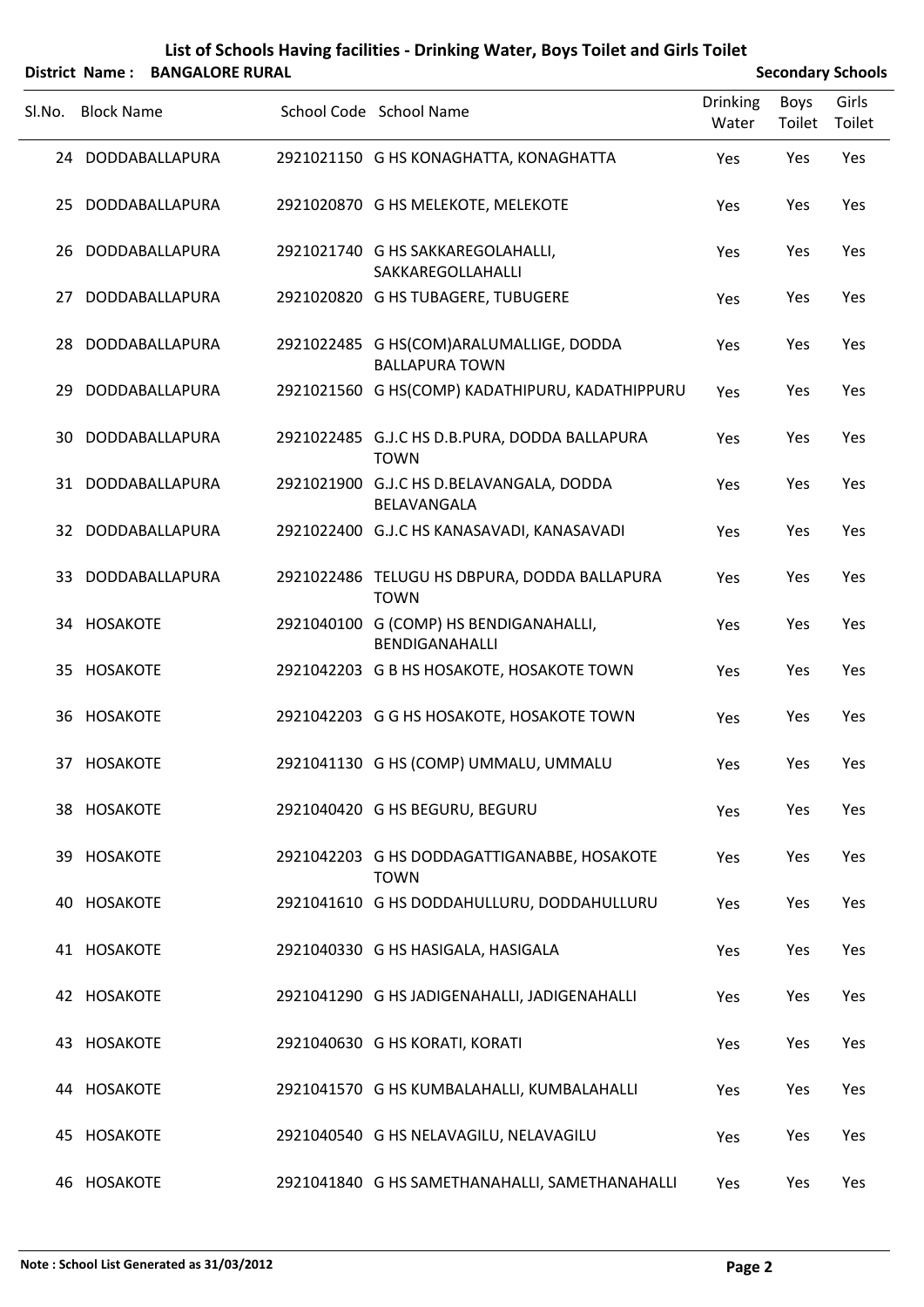# List of Schools Having facilities - Drinking Water, Boys Toilet and Girls Toilet

**District Name : BANGALORE RURAL** **Secondary Schools**

| Sl.No. | Block Name | School Code | School Name | Drinking Water | Boys Toilet | Girls Toilet |
|---|---|---|---|---|---|---|
| 24 | DODDABALLAPURA | 2921021150 | G HS KONAGHATTA, KONAGHATTA | Yes | Yes | Yes |
| 25 | DODDABALLAPURA | 2921020870 | G HS MELEKOTE, MELEKOTE | Yes | Yes | Yes |
| 26 | DODDABALLAPURA | 2921021740 | G HS SAKKAREGOLAHALLI, SAKKAREGOLLAHALLI | Yes | Yes | Yes |
| 27 | DODDABALLAPURA | 2921020820 | G HS TUBAGERE, TUBUGERE | Yes | Yes | Yes |
| 28 | DODDABALLAPURA | 2921022485 | G HS(COM)ARALUMALLIGE, DODDA BALLAPURA TOWN | Yes | Yes | Yes |
| 29 | DODDABALLAPURA | 2921021560 | G HS(COMP) KADATHIPURU, KADATHIPPURU | Yes | Yes | Yes |
| 30 | DODDABALLAPURA | 2921022485 | G.J.C HS D.B.PURA, DODDA BALLAPURA TOWN | Yes | Yes | Yes |
| 31 | DODDABALLAPURA | 2921021900 | G.J.C HS D.BELAVANGALA, DODDA BELAVANGALA | Yes | Yes | Yes |
| 32 | DODDABALLAPURA | 2921022400 | G.J.C HS KANASAVADI, KANASAVADI | Yes | Yes | Yes |
| 33 | DODDABALLAPURA | 2921022486 | TELUGU HS DBPURA, DODDA BALLAPURA TOWN | Yes | Yes | Yes |
| 34 | HOSAKOTE | 2921040100 | G (COMP) HS BENDIGANAHALLI, BENDIGANAHALLI | Yes | Yes | Yes |
| 35 | HOSAKOTE | 2921042203 | G B HS HOSAKOTE, HOSAKOTE TOWN | Yes | Yes | Yes |
| 36 | HOSAKOTE | 2921042203 | G G HS HOSAKOTE, HOSAKOTE TOWN | Yes | Yes | Yes |
| 37 | HOSAKOTE | 2921041130 | G HS (COMP) UMMALU, UMMALU | Yes | Yes | Yes |
| 38 | HOSAKOTE | 2921040420 | G HS BEGURU, BEGURU | Yes | Yes | Yes |
| 39 | HOSAKOTE | 2921042203 | G HS DODDAGATTIGANABBE, HOSAKOTE TOWN | Yes | Yes | Yes |
| 40 | HOSAKOTE | 2921041610 | G HS DODDAHULLURU, DODDAHULLURU | Yes | Yes | Yes |
| 41 | HOSAKOTE | 2921040330 | G HS HASIGALA, HASIGALA | Yes | Yes | Yes |
| 42 | HOSAKOTE | 2921041290 | G HS JADIGENAHALLI, JADIGENAHALLI | Yes | Yes | Yes |
| 43 | HOSAKOTE | 2921040630 | G HS KORATI, KORATI | Yes | Yes | Yes |
| 44 | HOSAKOTE | 2921041570 | G HS KUMBALAHALLI, KUMBALAHALLI | Yes | Yes | Yes |
| 45 | HOSAKOTE | 2921040540 | G HS NELAVAGILU, NELAVAGILU | Yes | Yes | Yes |
| 46 | HOSAKOTE | 2921041840 | G HS SAMETHANAHALLI, SAMETHANAHALLI | Yes | Yes | Yes |

**Note : School List Generated as 31/03/2012**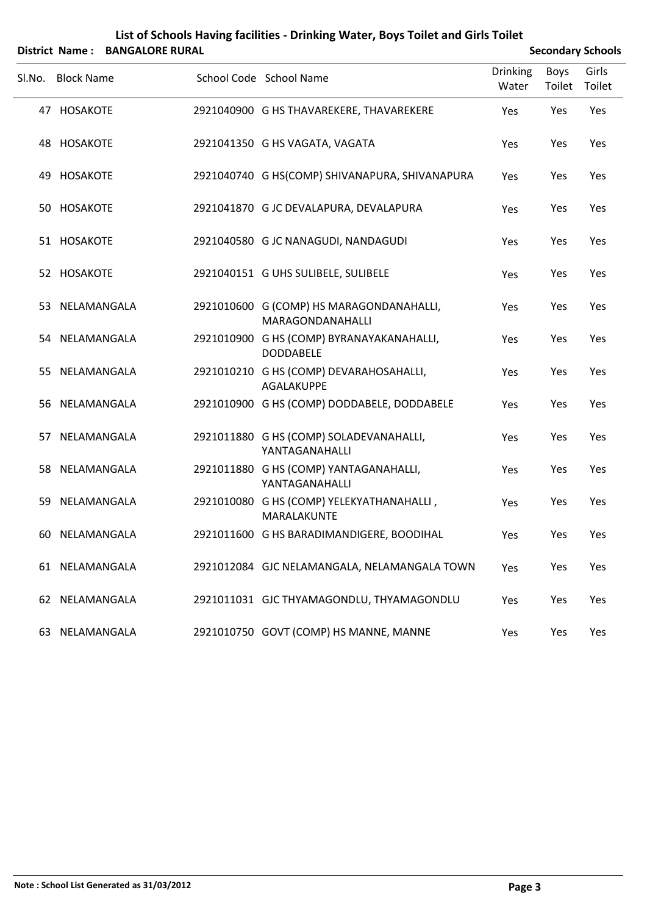# List of Schools Having facilities - Drinking Water, Boys Toilet and Girls Toilet

**District Name : BANGALORE RURAL** **Secondary Schools**

| Sl.No. | Block Name | School Code | School Name | Drinking Water | Boys Toilet | Girls Toilet |
|---|---|---|---|---|---|---|
| 47 | HOSAKOTE | 2921040900 | G HS THAVAREKERE, THAVAREKERE | Yes | Yes | Yes |
| 48 | HOSAKOTE | 2921041350 | G HS VAGATA, VAGATA | Yes | Yes | Yes |
| 49 | HOSAKOTE | 2921040740 | G HS(COMP) SHIVANAPURA, SHIVANAPURA | Yes | Yes | Yes |
| 50 | HOSAKOTE | 2921041870 | G JC DEVALAPURA, DEVALAPURA | Yes | Yes | Yes |
| 51 | HOSAKOTE | 2921040580 | G JC NANAGUDI, NANDAGUDI | Yes | Yes | Yes |
| 52 | HOSAKOTE | 2921040151 | G UHS SULIBELE, SULIBELE | Yes | Yes | Yes |
| 53 | NELAMANGALA | 2921010600 | G (COMP) HS MARAGONDANAHALLI, MARAGONDANAHALLI | Yes | Yes | Yes |
| 54 | NELAMANGALA | 2921010900 | G HS (COMP) BYRANAYAKANAHALLI, DODDABELE | Yes | Yes | Yes |
| 55 | NELAMANGALA | 2921010210 | G HS (COMP) DEVARAHOSAHALLI, AGALAKUPPE | Yes | Yes | Yes |
| 56 | NELAMANGALA | 2921010900 | G HS (COMP) DODDABELE, DODDABELE | Yes | Yes | Yes |
| 57 | NELAMANGALA | 2921011880 | G HS (COMP) SOLADEVANAHALLI, YANTAGANAHALLI | Yes | Yes | Yes |
| 58 | NELAMANGALA | 2921011880 | G HS (COMP) YANTAGANAHALLI, YANTAGANAHALLI | Yes | Yes | Yes |
| 59 | NELAMANGALA | 2921010080 | G HS (COMP) YELEKYATHANAHALLI , MARALAKUNTE | Yes | Yes | Yes |
| 60 | NELAMANGALA | 2921011600 | G HS BARADIMANDIGERE, BOODIHAL | Yes | Yes | Yes |
| 61 | NELAMANGALA | 2921012084 | GJC NELAMANGALA, NELAMANGALA TOWN | Yes | Yes | Yes |
| 62 | NELAMANGALA | 2921011031 | GJC THYAMAGONDLU, THYAMAGONDLU | Yes | Yes | Yes |
| 63 | NELAMANGALA | 2921010750 | GOVT (COMP) HS MANNE, MANNE | Yes | Yes | Yes |

**Note : School List Generated as 31/03/2012**